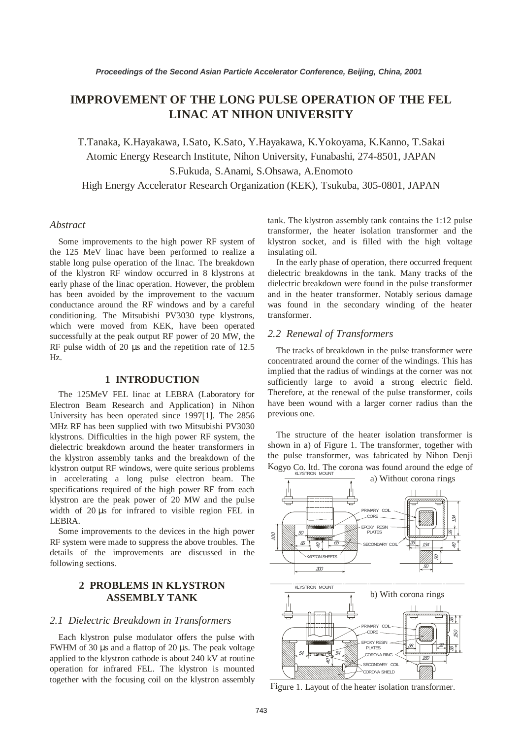# IMPROVEMENT OF THE LONG PULSE OPERATION OF THE FEL LINAC AT NIHON UNIVERSITY

T.Tanaka, K.Hayakawa, I.Sato, K.Sato, Y.Hayakawa, K.Yokoyama, K.Kanno, T.Sakai
Atomic Energy Research Institute, Nihon University, Funabashi, 274-8501, JAPAN
S.Fukuda, S.Anami, S.Ohsawa, A.Enomoto
High Energy Accelerator Research Organization (KEK), Tsukuba, 305-0801, JAPAN

## *Abstract*

Some improvements to the high power RF system of the 125 MeV linac have been performed to realize a stable long pulse operation of the linac. The breakdown of the klystron RF window occurred in 8 klystrons at early phase of the linac operation. However, the problem has been avoided by the improvement to the vacuum conductance around the RF windows and by a careful conditioning. The Mitsubishi PV3030 type klystrons, which were moved from KEK, have been operated successfully at the peak output RF power of 20 MW, the RF pulse width of 20 μs and the repetition rate of 12.5 Hz.

## 1 INTRODUCTION

The 125MeV FEL linac at LEBRA (Laboratory for Electron Beam Research and Application) in Nihon University has been operated since 1997[1]. The 2856 MHz RF has been supplied with two Mitsubishi PV3030 klystrons. Difficulties in the high power RF system, the dielectric breakdown around the heater transformers in the klystron assembly tanks and the breakdown of the klystron output RF windows, were quite serious problems in accelerating a long pulse electron beam. The specifications required of the high power RF from each klystron are the peak power of 20 MW and the pulse width of 20 μs for infrared to visible region FEL in LEBRA.

Some improvements to the devices in the high power RF system were made to suppress the above troubles. The details of the improvements are discussed in the following sections.

## 2 PROBLEMS IN KLYSTRON ASSEMBLY TANK

### *2.1 Dielectric Breakdown in Transformers*

Each klystron pulse modulator offers the pulse with FWHM of 30 μs and a flattop of 20 μs. The peak voltage applied to the klystron cathode is about 240 kV at routine operation for infrared FEL. The klystron is mounted together with the focusing coil on the klystron assembly tank. The klystron assembly tank contains the 1:12 pulse transformer, the heater isolation transformer and the klystron socket, and is filled with the high voltage insulating oil.

In the early phase of operation, there occurred frequent dielectric breakdowns in the tank. Many tracks of the dielectric breakdown were found in the pulse transformer and in the heater transformer. Notably serious damage was found in the secondary winding of the heater transformer.

### *2.2 Renewal of Transformers*

The tracks of breakdown in the pulse transformer were concentrated around the corner of the windings. This has implied that the radius of windings at the corner was not sufficiently large to avoid a strong electric field. Therefore, at the renewal of the pulse transformer, coils have been wound with a larger corner radius than the previous one.

The structure of the heater isolation transformer is shown in a) of Figure 1. The transformer, together with the pulse transformer, was fabricated by Nihon Denji Kogyo Co. ltd. The corona was found around the edge of

Figure 1. Layout of the heater isolation transformer.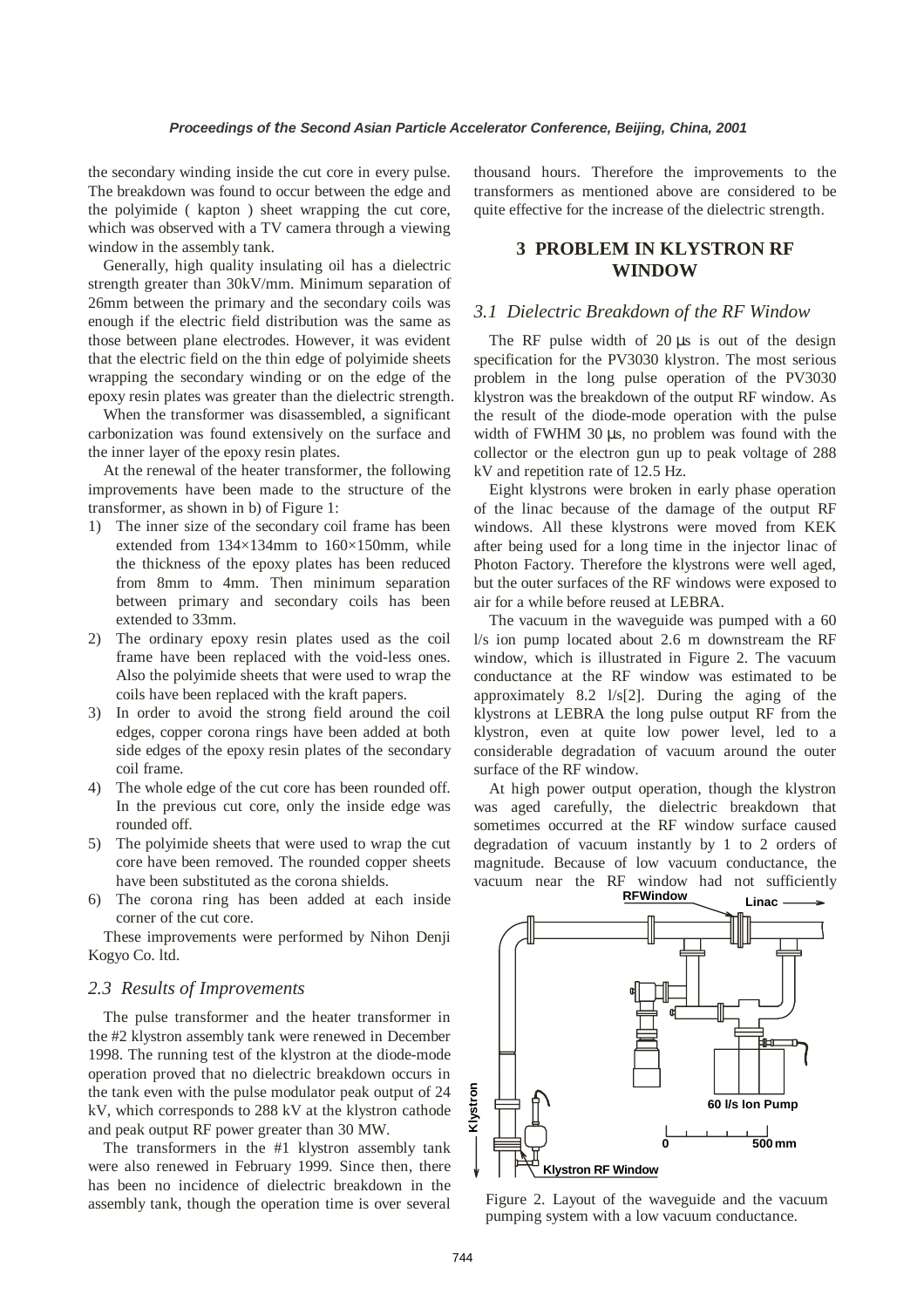the secondary winding inside the cut core in every pulse. The breakdown was found to occur between the edge and the polyimide ( kapton ) sheet wrapping the cut core, which was observed with a TV camera through a viewing window in the assembly tank.

Generally, high quality insulating oil has a dielectric strength greater than 30kV/mm. Minimum separation of 26mm between the primary and the secondary coils was enough if the electric field distribution was the same as those between plane electrodes. However, it was evident that the electric field on the thin edge of polyimide sheets wrapping the secondary winding or on the edge of the epoxy resin plates was greater than the dielectric strength.

When the transformer was disassembled, a significant carbonization was found extensively on the surface and the inner layer of the epoxy resin plates.

At the renewal of the heater transformer, the following improvements have been made to the structure of the transformer, as shown in b) of Figure 1:

1) The inner size of the secondary coil frame has been extended from 134×134mm to 160×150mm, while the thickness of the epoxy plates has been reduced from 8mm to 4mm. Then minimum separation between primary and secondary coils has been extended to 33mm.
2) The ordinary epoxy resin plates used as the coil frame have been replaced with the void-less ones. Also the polyimide sheets that were used to wrap the coils have been replaced with the kraft papers.
3) In order to avoid the strong field around the coil edges, copper corona rings have been added at both side edges of the epoxy resin plates of the secondary coil frame.
4) The whole edge of the cut core has been rounded off. In the previous cut core, only the inside edge was rounded off.
5) The polyimide sheets that were used to wrap the cut core have been removed. The rounded copper sheets have been substituted as the corona shields.
6) The corona ring has been added at each inside corner of the cut core.

These improvements were performed by Nihon Denji Kogyo Co. ltd.

### 2.3 Results of Improvements

The pulse transformer and the heater transformer in the #2 klystron assembly tank were renewed in December 1998. The running test of the klystron at the diode-mode operation proved that no dielectric breakdown occurs in the tank even with the pulse modulator peak output of 24 kV, which corresponds to 288 kV at the klystron cathode and peak output RF power greater than 30 MW.

The transformers in the #1 klystron assembly tank were also renewed in February 1999. Since then, there has been no incidence of dielectric breakdown in the assembly tank, though the operation time is over several thousand hours. Therefore the improvements to the transformers as mentioned above are considered to be quite effective for the increase of the dielectric strength.

## 3 PROBLEM IN KLYSTRON RF WINDOW

### 3.1 Dielectric Breakdown of the RF Window

The RF pulse width of 20 μs is out of the design specification for the PV3030 klystron. The most serious problem in the long pulse operation of the PV3030 klystron was the breakdown of the output RF window. As the result of the diode-mode operation with the pulse width of FWHM 30 μs, no problem was found with the collector or the electron gun up to peak voltage of 288 kV and repetition rate of 12.5 Hz.

Eight klystrons were broken in early phase operation of the linac because of the damage of the output RF windows. All these klystrons were moved from KEK after being used for a long time in the injector linac of Photon Factory. Therefore the klystrons were well aged, but the outer surfaces of the RF windows were exposed to air for a while before reused at LEBRA.

The vacuum in the waveguide was pumped with a 60 l/s ion pump located about 2.6 m downstream the RF window, which is illustrated in Figure 2. The vacuum conductance at the RF window was estimated to be approximately 8.2 l/s[2]. During the aging of the klystrons at LEBRA the long pulse output RF from the klystron, even at quite low power level, led to a considerable degradation of vacuum around the outer surface of the RF window.

At high power output operation, though the klystron was aged carefully, the dielectric breakdown that sometimes occurred at the RF window surface caused degradation of vacuum instantly by 1 to 2 orders of magnitude. Because of low vacuum conductance, the vacuum near the RF window had not sufficiently

Figure 2. Layout of the waveguide and the vacuum pumping system with a low vacuum conductance.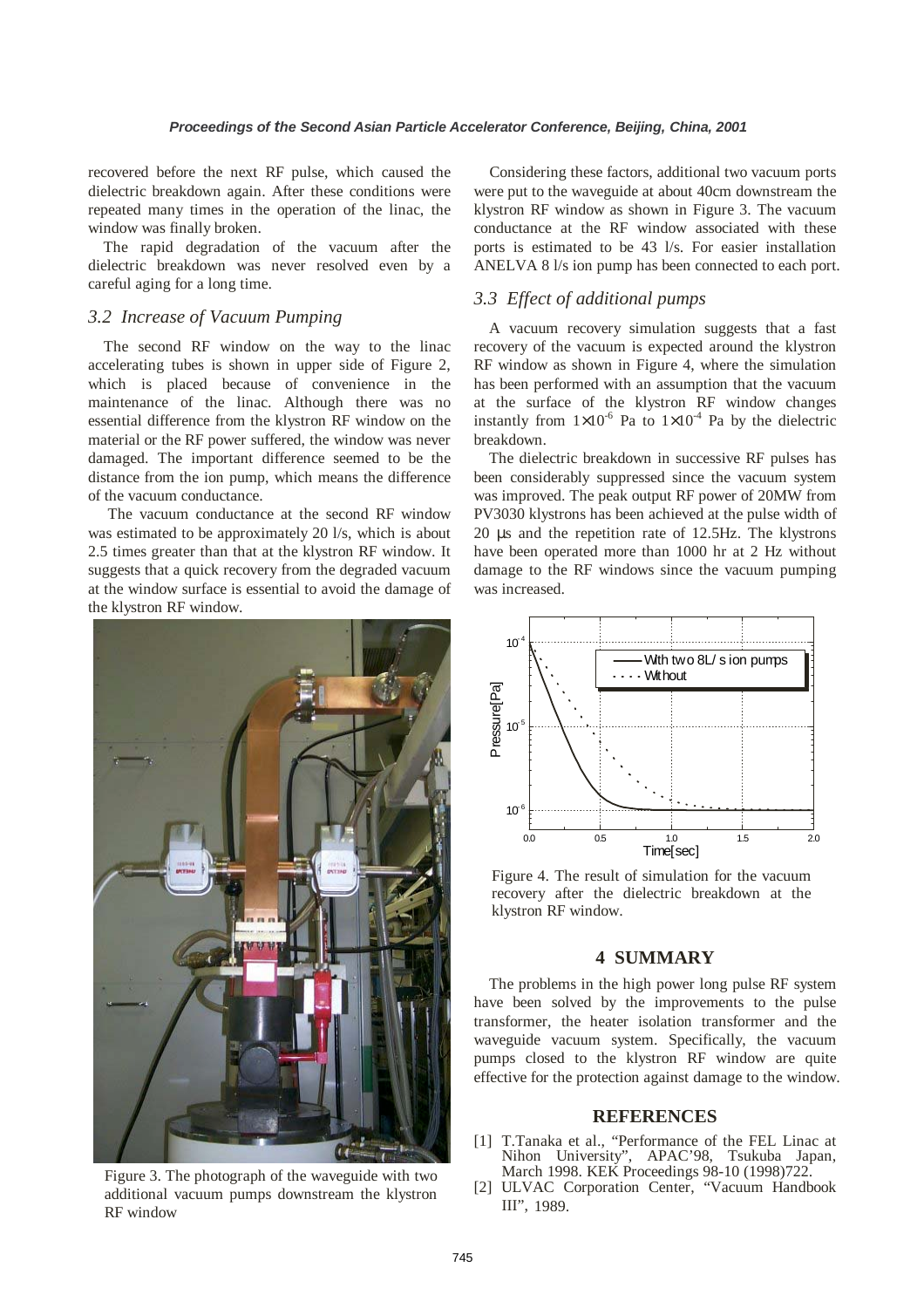recovered before the next RF pulse, which caused the dielectric breakdown again. After these conditions were repeated many times in the operation of the linac, the window was finally broken.

The rapid degradation of the vacuum after the dielectric breakdown was never resolved even by a careful aging for a long time.

### *3.2 Increase of Vacuum Pumping*

The second RF window on the way to the linac accelerating tubes is shown in upper side of Figure 2, which is placed because of convenience in the maintenance of the linac. Although there was no essential difference from the klystron RF window on the material or the RF power suffered, the window was never damaged. The important difference seemed to be the distance from the ion pump, which means the difference of the vacuum conductance.

The vacuum conductance at the second RF window was estimated to be approximately 20 l/s, which is about 2.5 times greater than that at the klystron RF window. It suggests that a quick recovery from the degraded vacuum at the window surface is essential to avoid the damage of the klystron RF window.

Figure 3. The photograph of the waveguide with two additional vacuum pumps downstream the klystron RF window

Considering these factors, additional two vacuum ports were put to the waveguide at about 40cm downstream the klystron RF window as shown in Figure 3. The vacuum conductance at the RF window associated with these ports is estimated to be 43 l/s. For easier installation ANELVA 8 l/s ion pump has been connected to each port.

### *3.3 Effect of additional pumps*

A vacuum recovery simulation suggests that a fast recovery of the vacuum is expected around the klystron RF window as shown in Figure 4, where the simulation has been performed with an assumption that the vacuum at the surface of the klystron RF window changes instantly from $1\times10^{-6}$ Pa to $1\times10^{-4}$ Pa by the dielectric breakdown.

The dielectric breakdown in successive RF pulses has been considerably suppressed since the vacuum system was improved. The peak output RF power of 20MW from PV3030 klystrons has been achieved at the pulse width of 20 μs and the repetition rate of 12.5Hz. The klystrons have been operated more than 1000 hr at 2 Hz without damage to the RF windows since the vacuum pumping was increased.

Pressure[Pa]
$10^{-4}$
$10^{-5}$
$10^{-6}$
Time[sec]
0.0 0.5 1.0 1.5 2.0
With two 8L/s ion pumps
Without

Figure 4. The result of simulation for the vacuum recovery after the dielectric breakdown at the klystron RF window.

## 4 SUMMARY

The problems in the high power long pulse RF system have been solved by the improvements to the pulse transformer, the heater isolation transformer and the waveguide vacuum system. Specifically, the vacuum pumps closed to the klystron RF window are quite effective for the protection against damage to the window.

## REFERENCES

[1] T.Tanaka et al., "Performance of the FEL Linac at Nihon University", APAC'98, Tsukuba Japan, March 1998. KEK Proceedings 98-10 (1998)722.

[2] ULVAC Corporation Center, "Vacuum Handbook III", 1989.